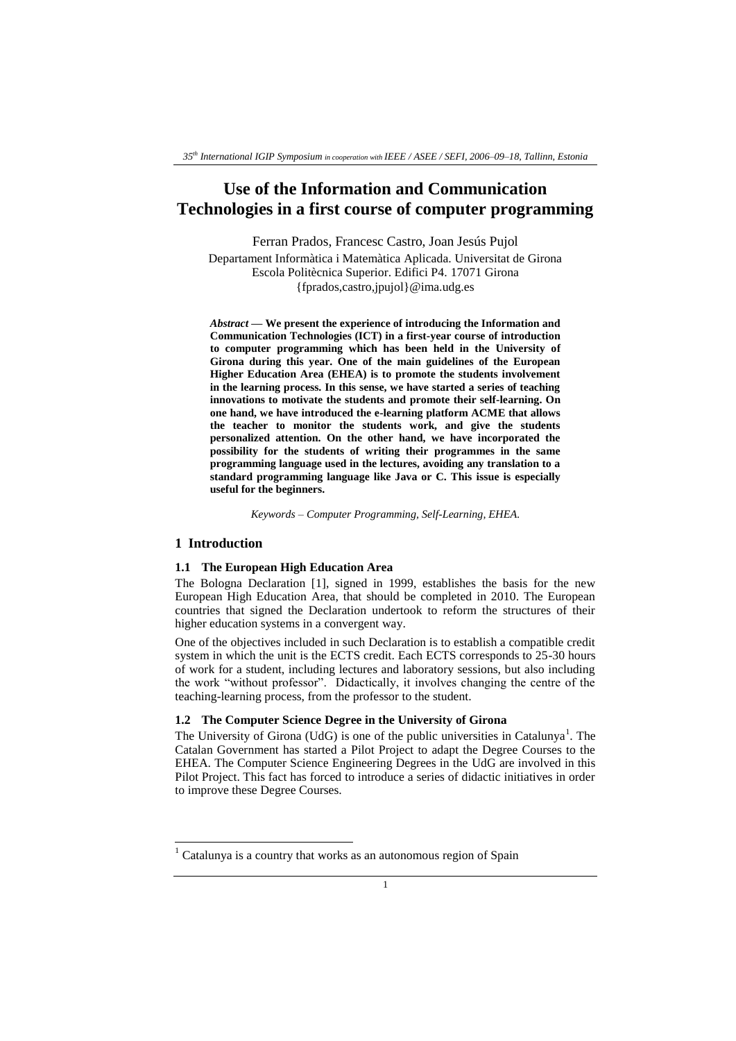# Use of the Information and Communication Technologies in a first course of computer programming

Ferran Prados, Francesc Castro, Joan Jesús Pujol

Departament Informàtica i Matemàtica Aplicada. Universitat de Girona
Escola Politècnica Superior. Edifici P4. 17071 Girona
{fprados,castro,jpujol}@ima.udg.es

***Abstract* — We present the experience of introducing the Information and Communication Technologies (ICT) in a first-year course of introduction to computer programming which has been held in the University of Girona during this year. One of the main guidelines of the European Higher Education Area (EHEA) is to promote the students involvement in the learning process. In this sense, we have started a series of teaching innovations to motivate the students and promote their self-learning. On one hand, we have introduced the e-learning platform ACME that allows the teacher to monitor the students work, and give the students personalized attention. On the other hand, we have incorporated the possibility for the students of writing their programmes in the same programming language used in the lectures, avoiding any translation to a standard programming language like Java or C. This issue is especially useful for the beginners.**

*Keywords – Computer Programming, Self-Learning, EHEA.*

## 1 Introduction

### 1.1 The European High Education Area

The Bologna Declaration [1], signed in 1999, establishes the basis for the new European High Education Area, that should be completed in 2010. The European countries that signed the Declaration undertook to reform the structures of their higher education systems in a convergent way.

One of the objectives included in such Declaration is to establish a compatible credit system in which the unit is the ECTS credit. Each ECTS corresponds to 25-30 hours of work for a student, including lectures and laboratory sessions, but also including the work "without professor". Didactically, it involves changing the centre of the teaching-learning process, from the professor to the student.

### 1.2 The Computer Science Degree in the University of Girona

The University of Girona (UdG) is one of the public universities in Catalunya[1]. The Catalan Government has started a Pilot Project to adapt the Degree Courses to the EHEA. The Computer Science Engineering Degrees in the UdG are involved in this Pilot Project. This fact has forced to introduce a series of didactic initiatives in order to improve these Degree Courses.

[1] Catalunya is a country that works as an autonomous region of Spain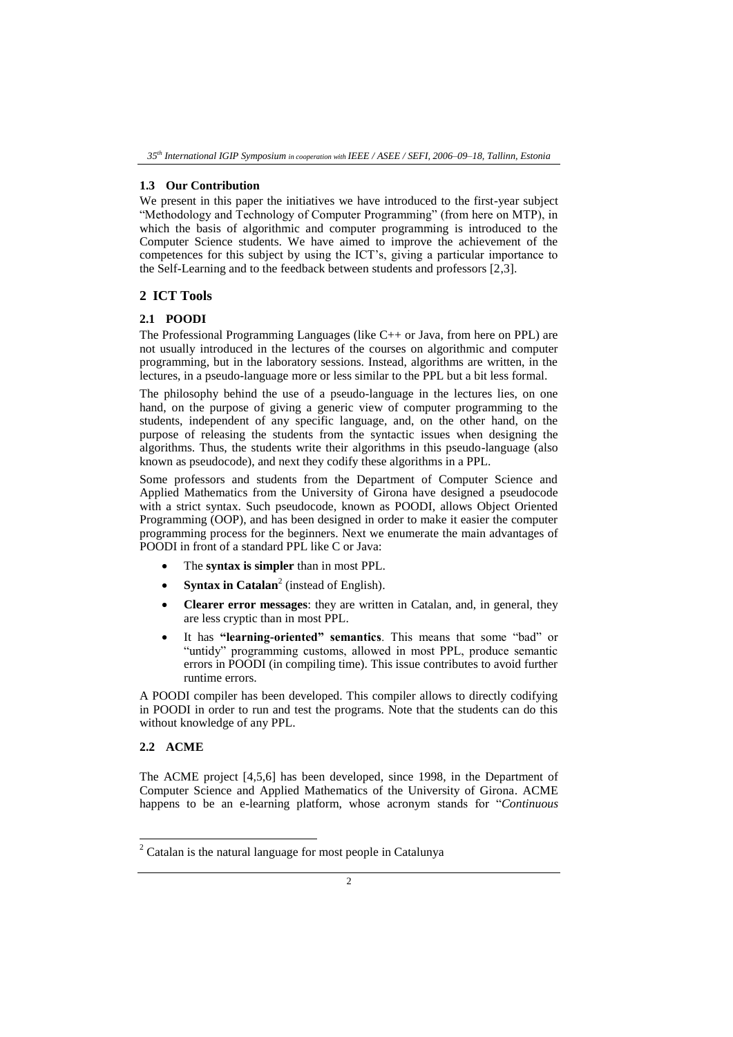### 1.3 Our Contribution

We present in this paper the initiatives we have introduced to the first-year subject "Methodology and Technology of Computer Programming" (from here on MTP), in which the basis of algorithmic and computer programming is introduced to the Computer Science students. We have aimed to improve the achievement of the competences for this subject by using the ICT's, giving a particular importance to the Self-Learning and to the feedback between students and professors [2,3].

## 2 ICT Tools

### 2.1 POODI

The Professional Programming Languages (like C++ or Java, from here on PPL) are not usually introduced in the lectures of the courses on algorithmic and computer programming, but in the laboratory sessions. Instead, algorithms are written, in the lectures, in a pseudo-language more or less similar to the PPL but a bit less formal.

The philosophy behind the use of a pseudo-language in the lectures lies, on one hand, on the purpose of giving a generic view of computer programming to the students, independent of any specific language, and, on the other hand, on the purpose of releasing the students from the syntactic issues when designing the algorithms. Thus, the students write their algorithms in this pseudo-language (also known as pseudocode), and next they codify these algorithms in a PPL.

Some professors and students from the Department of Computer Science and Applied Mathematics from the University of Girona have designed a pseudocode with a strict syntax. Such pseudocode, known as POODI, allows Object Oriented Programming (OOP), and has been designed in order to make it easier the computer programming process for the beginners. Next we enumerate the main advantages of POODI in front of a standard PPL like C or Java:

- The **syntax is simpler** than in most PPL.
- **Syntax in Catalan**[2] (instead of English).
- **Clearer error messages**: they are written in Catalan, and, in general, they are less cryptic than in most PPL.
- It has **"learning-oriented" semantics**. This means that some "bad" or "untidy" programming customs, allowed in most PPL, produce semantic errors in POODI (in compiling time). This issue contributes to avoid further runtime errors.

A POODI compiler has been developed. This compiler allows to directly codifying in POODI in order to run and test the programs. Note that the students can do this without knowledge of any PPL.

### 2.2 ACME

The ACME project [4,5,6] has been developed, since 1998, in the Department of Computer Science and Applied Mathematics of the University of Girona. ACME happens to be an e-learning platform, whose acronym stands for "*Continuous*

[2] Catalan is the natural language for most people in Catalunya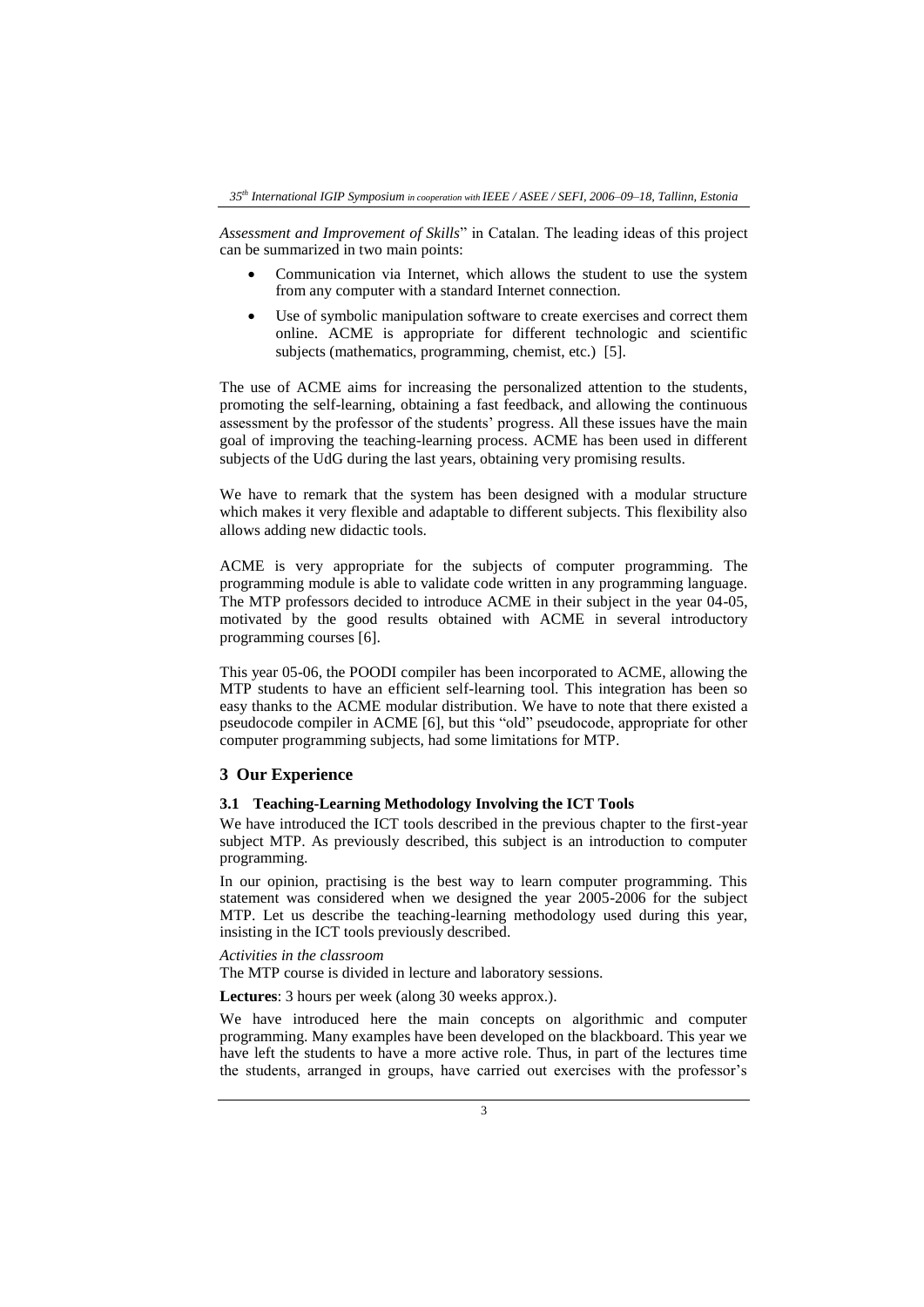*Assessment and Improvement of Skills*" in Catalan. The leading ideas of this project can be summarized in two main points:

- Communication via Internet, which allows the student to use the system from any computer with a standard Internet connection.
- Use of symbolic manipulation software to create exercises and correct them online. ACME is appropriate for different technologic and scientific subjects (mathematics, programming, chemist, etc.) [5].

The use of ACME aims for increasing the personalized attention to the students, promoting the self-learning, obtaining a fast feedback, and allowing the continuous assessment by the professor of the students' progress. All these issues have the main goal of improving the teaching-learning process. ACME has been used in different subjects of the UdG during the last years, obtaining very promising results.

We have to remark that the system has been designed with a modular structure which makes it very flexible and adaptable to different subjects. This flexibility also allows adding new didactic tools.

ACME is very appropriate for the subjects of computer programming. The programming module is able to validate code written in any programming language. The MTP professors decided to introduce ACME in their subject in the year 04-05, motivated by the good results obtained with ACME in several introductory programming courses [6].

This year 05-06, the POODI compiler has been incorporated to ACME, allowing the MTP students to have an efficient self-learning tool. This integration has been so easy thanks to the ACME modular distribution. We have to note that there existed a pseudocode compiler in ACME [6], but this "old" pseudocode, appropriate for other computer programming subjects, had some limitations for MTP.

## 3 Our Experience

### 3.1 Teaching-Learning Methodology Involving the ICT Tools

We have introduced the ICT tools described in the previous chapter to the first-year subject MTP. As previously described, this subject is an introduction to computer programming.

In our opinion, practising is the best way to learn computer programming. This statement was considered when we designed the year 2005-2006 for the subject MTP. Let us describe the teaching-learning methodology used during this year, insisting in the ICT tools previously described.

*Activities in the classroom*

The MTP course is divided in lecture and laboratory sessions.

**Lectures**: 3 hours per week (along 30 weeks approx.).

We have introduced here the main concepts on algorithmic and computer programming. Many examples have been developed on the blackboard. This year we have left the students to have a more active role. Thus, in part of the lectures time the students, arranged in groups, have carried out exercises with the professor's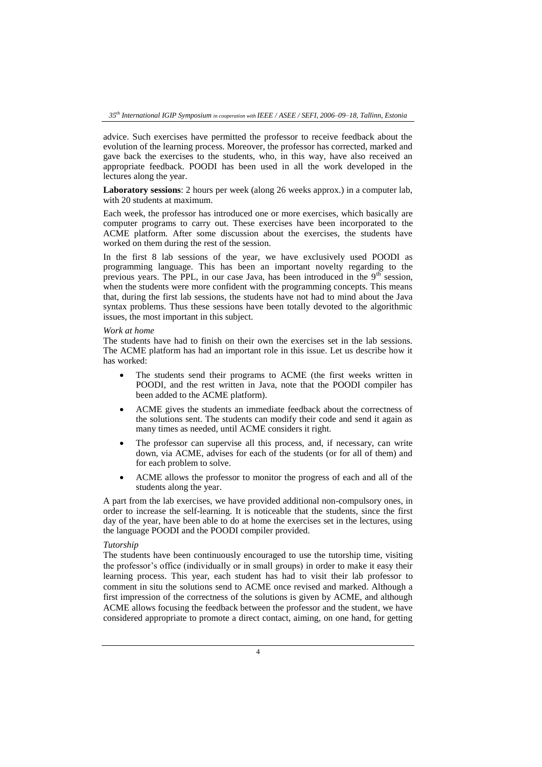advice. Such exercises have permitted the professor to receive feedback about the evolution of the learning process. Moreover, the professor has corrected, marked and gave back the exercises to the students, who, in this way, have also received an appropriate feedback. POODI has been used in all the work developed in the lectures along the year.

**Laboratory sessions**: 2 hours per week (along 26 weeks approx.) in a computer lab, with 20 students at maximum.

Each week, the professor has introduced one or more exercises, which basically are computer programs to carry out. These exercises have been incorporated to the ACME platform. After some discussion about the exercises, the students have worked on them during the rest of the session.

In the first 8 lab sessions of the year, we have exclusively used POODI as programming language. This has been an important novelty regarding to the previous years. The PPL, in our case Java, has been introduced in the 9$^{th}$ session, when the students were more confident with the programming concepts. This means that, during the first lab sessions, the students have not had to mind about the Java syntax problems. Thus these sessions have been totally devoted to the algorithmic issues, the most important in this subject.

*Work at home*

The students have had to finish on their own the exercises set in the lab sessions. The ACME platform has had an important role in this issue. Let us describe how it has worked:

- The students send their programs to ACME (the first weeks written in POODI, and the rest written in Java, note that the POODI compiler has been added to the ACME platform).
- ACME gives the students an immediate feedback about the correctness of the solutions sent. The students can modify their code and send it again as many times as needed, until ACME considers it right.
- The professor can supervise all this process, and, if necessary, can write down, via ACME, advises for each of the students (or for all of them) and for each problem to solve.
- ACME allows the professor to monitor the progress of each and all of the students along the year.

A part from the lab exercises, we have provided additional non-compulsory ones, in order to increase the self-learning. It is noticeable that the students, since the first day of the year, have been able to do at home the exercises set in the lectures, using the language POODI and the POODI compiler provided.

*Tutorship*

The students have been continuously encouraged to use the tutorship time, visiting the professor's office (individually or in small groups) in order to make it easy their learning process. This year, each student has had to visit their lab professor to comment in situ the solutions send to ACME once revised and marked. Although a first impression of the correctness of the solutions is given by ACME, and although ACME allows focusing the feedback between the professor and the student, we have considered appropriate to promote a direct contact, aiming, on one hand, for getting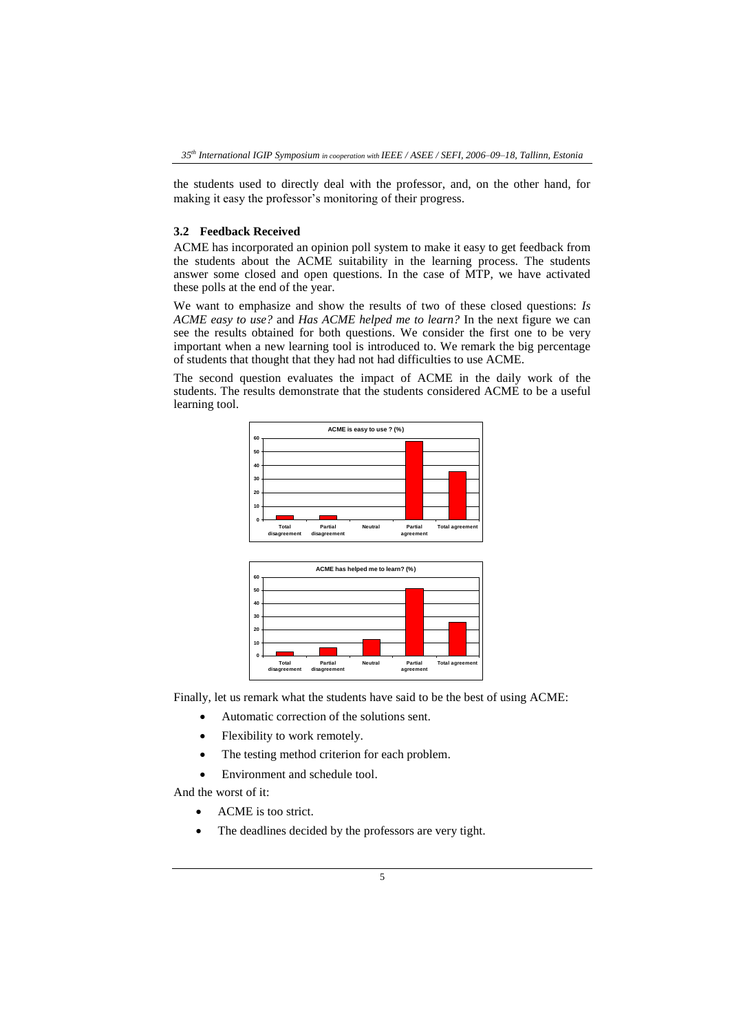the students used to directly deal with the professor, and, on the other hand, for making it easy the professor's monitoring of their progress.

### 3.2 Feedback Received

ACME has incorporated an opinion poll system to make it easy to get feedback from the students about the ACME suitability in the learning process. The students answer some closed and open questions. In the case of MTP, we have activated these polls at the end of the year.

We want to emphasize and show the results of two of these closed questions: *Is ACME easy to use?* and *Has ACME helped me to learn?* In the next figure we can see the results obtained for both questions. We consider the first one to be very important when a new learning tool is introduced to. We remark the big percentage of students that thought that they had not had difficulties to use ACME.

The second question evaluates the impact of ACME in the daily work of the students. The results demonstrate that the students considered ACME to be a useful learning tool.

Finally, let us remark what the students have said to be the best of using ACME:

- Automatic correction of the solutions sent.
- Flexibility to work remotely.
- The testing method criterion for each problem.
- Environment and schedule tool.

And the worst of it:

- ACME is too strict.
- The deadlines decided by the professors are very tight.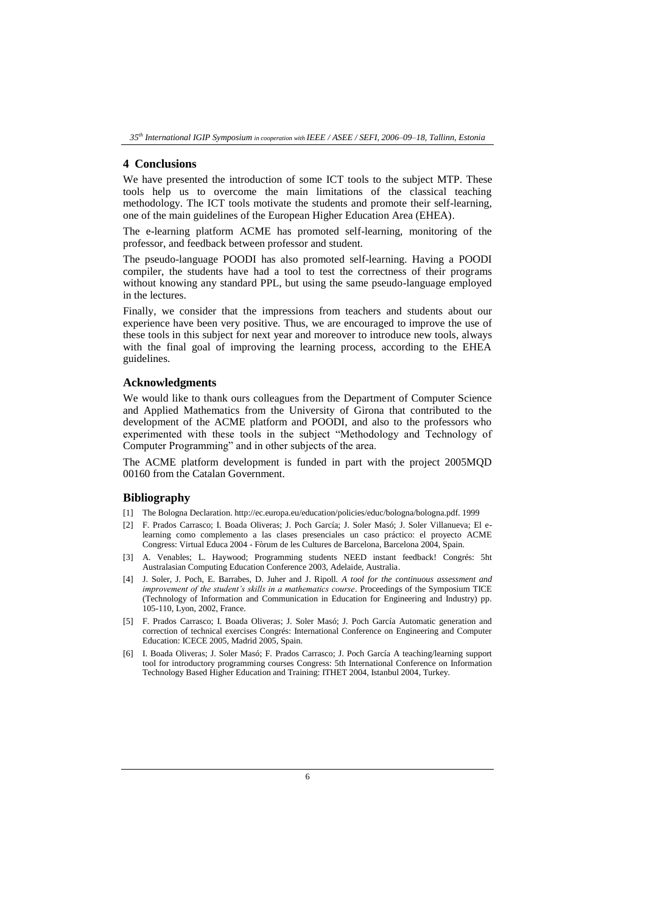## 4 Conclusions

We have presented the introduction of some ICT tools to the subject MTP. These tools help us to overcome the main limitations of the classical teaching methodology. The ICT tools motivate the students and promote their self-learning, one of the main guidelines of the European Higher Education Area (EHEA).

The e-learning platform ACME has promoted self-learning, monitoring of the professor, and feedback between professor and student.

The pseudo-language POODI has also promoted self-learning. Having a POODI compiler, the students have had a tool to test the correctness of their programs without knowing any standard PPL, but using the same pseudo-language employed in the lectures.

Finally, we consider that the impressions from teachers and students about our experience have been very positive. Thus, we are encouraged to improve the use of these tools in this subject for next year and moreover to introduce new tools, always with the final goal of improving the learning process, according to the EHEA guidelines.

## Acknowledgments

We would like to thank ours colleagues from the Department of Computer Science and Applied Mathematics from the University of Girona that contributed to the development of the ACME platform and POODI, and also to the professors who experimented with these tools in the subject "Methodology and Technology of Computer Programming" and in other subjects of the area.

The ACME platform development is funded in part with the project 2005MQD 00160 from the Catalan Government.

## Bibliography

[1] The Bologna Declaration. http://ec.europa.eu/education/policies/educ/bologna/bologna.pdf. 1999

[2] F. Prados Carrasco; I. Boada Oliveras; J. Poch García; J. Soler Masó; J. Soler Villanueva; El e-learning como complemento a las clases presenciales un caso práctico: el proyecto ACME Congress: Virtual Educa 2004 - Fòrum de les Cultures de Barcelona, Barcelona 2004, Spain.

[3] A. Venables; L. Haywood; Programming students NEED instant feedback! Congrés: 5ht Australasian Computing Education Conference 2003, Adelaide, Australia.

[4] J. Soler, J. Poch, E. Barrabes, D. Juher and J. Ripoll. *A tool for the continuous assessment and improvement of the student's skills in a mathematics course*. Proceedings of the Symposium TICE (Technology of Information and Communication in Education for Engineering and Industry) pp. 105-110, Lyon, 2002, France.

[5] F. Prados Carrasco; I. Boada Oliveras; J. Soler Masó; J. Poch García Automatic generation and correction of technical exercises Congrés: International Conference on Engineering and Computer Education: ICECE 2005, Madrid 2005, Spain.

[6] I. Boada Oliveras; J. Soler Masó; F. Prados Carrasco; J. Poch García A teaching/learning support tool for introductory programming courses Congress: 5th International Conference on Information Technology Based Higher Education and Training: ITHET 2004, Istanbul 2004, Turkey.